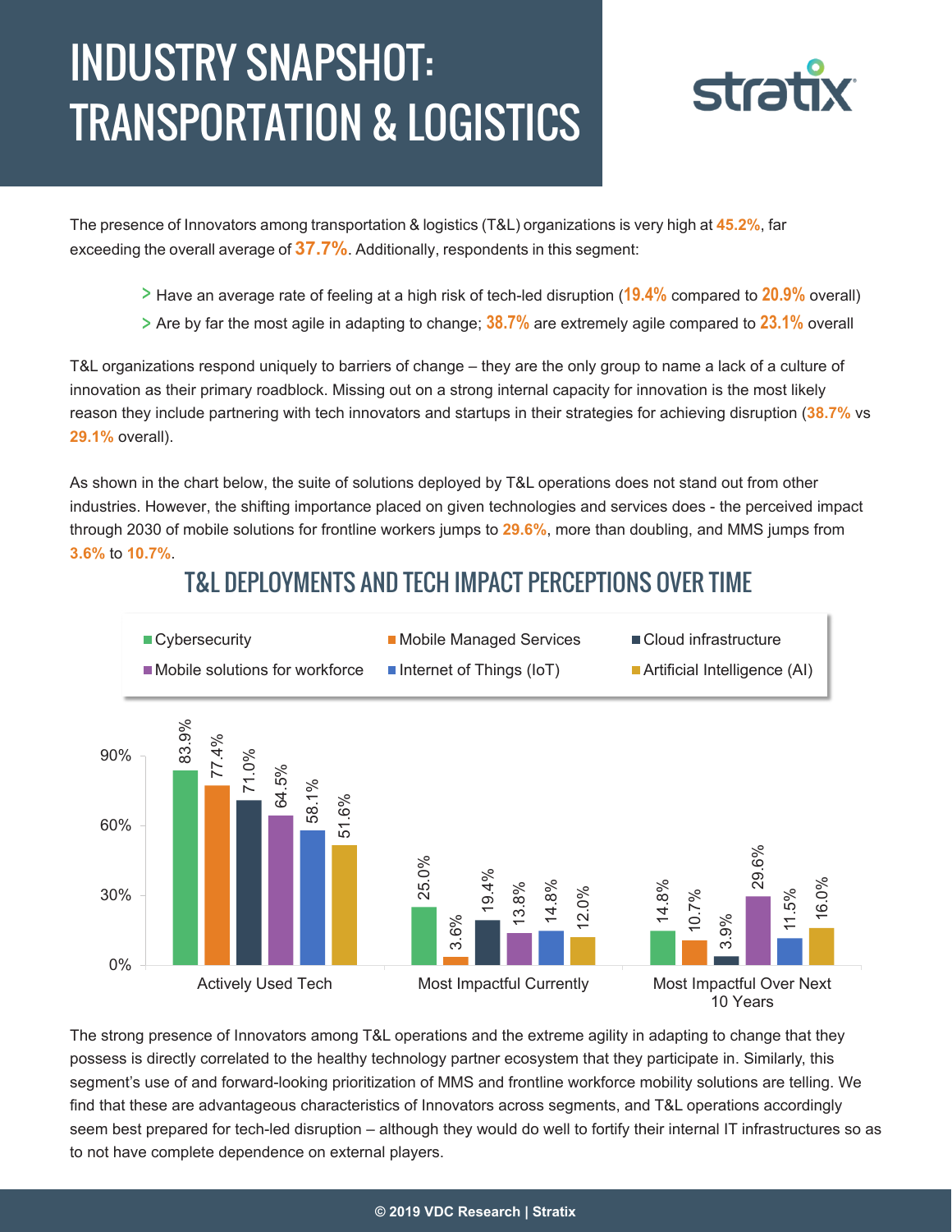# INDUSTRY SNAPSHOT: TRANSPORTATION & LOGISTICS

The presence of Innovators among transportation & logistics (T&L) organizations is very high at **45.2%**, far exceeding the overall average of **37.7%**. Additionally, respondents in this segment:

> Have an average rate of feeling at a high risk of tech-led disruption (**19.4%** compared to **20.9%** overall)
> Are by far the most agile in adapting to change; **38.7%** are extremely agile compared to **23.1%** overall

T&L organizations respond uniquely to barriers of change – they are the only group to name a lack of a culture of innovation as their primary roadblock. Missing out on a strong internal capacity for innovation is the most likely reason they include partnering with tech innovators and startups in their strategies for achieving disruption (**38.7%** vs **29.1%** overall).

As shown in the chart below, the suite of solutions deployed by T&L operations does not stand out from other industries. However, the shifting importance placed on given technologies and services does - the perceived impact through 2030 of mobile solutions for frontline workers jumps to **29.6%**, more than doubling, and MMS jumps from **3.6%** to **10.7%**.

## T&L DEPLOYMENTS AND TECH IMPACT PERCEPTIONS OVER TIME

| | Actively Used Tech | Most Impactful Currently | Most Impactful Over Next 10 Years |
|---|---|---|---|
| Cybersecurity | 83.9% | 25.0% | 14.8% |
| Mobile Managed Services | 77.4% | 3.6% | 10.7% |
| Cloud infrastructure | 71.0% | 19.4% | 3.9% |
| Mobile solutions for workforce | 64.5% | 13.8% | 29.6% |
| Internet of Things (IoT) | 58.1% | 14.8% | 11.5% |
| Artificial Intelligence (AI) | 51.6% | 12.0% | 16.0% |

The strong presence of Innovators among T&L operations and the extreme agility in adapting to change that they possess is directly correlated to the healthy technology partner ecosystem that they participate in. Similarly, this segment's use of and forward-looking prioritization of MMS and frontline workforce mobility solutions are telling. We find that these are advantageous characteristics of Innovators across segments, and T&L operations accordingly seem best prepared for tech-led disruption – although they would do well to fortify their internal IT infrastructures so as to not have complete dependence on external players.

© 2019 VDC Research | Stratix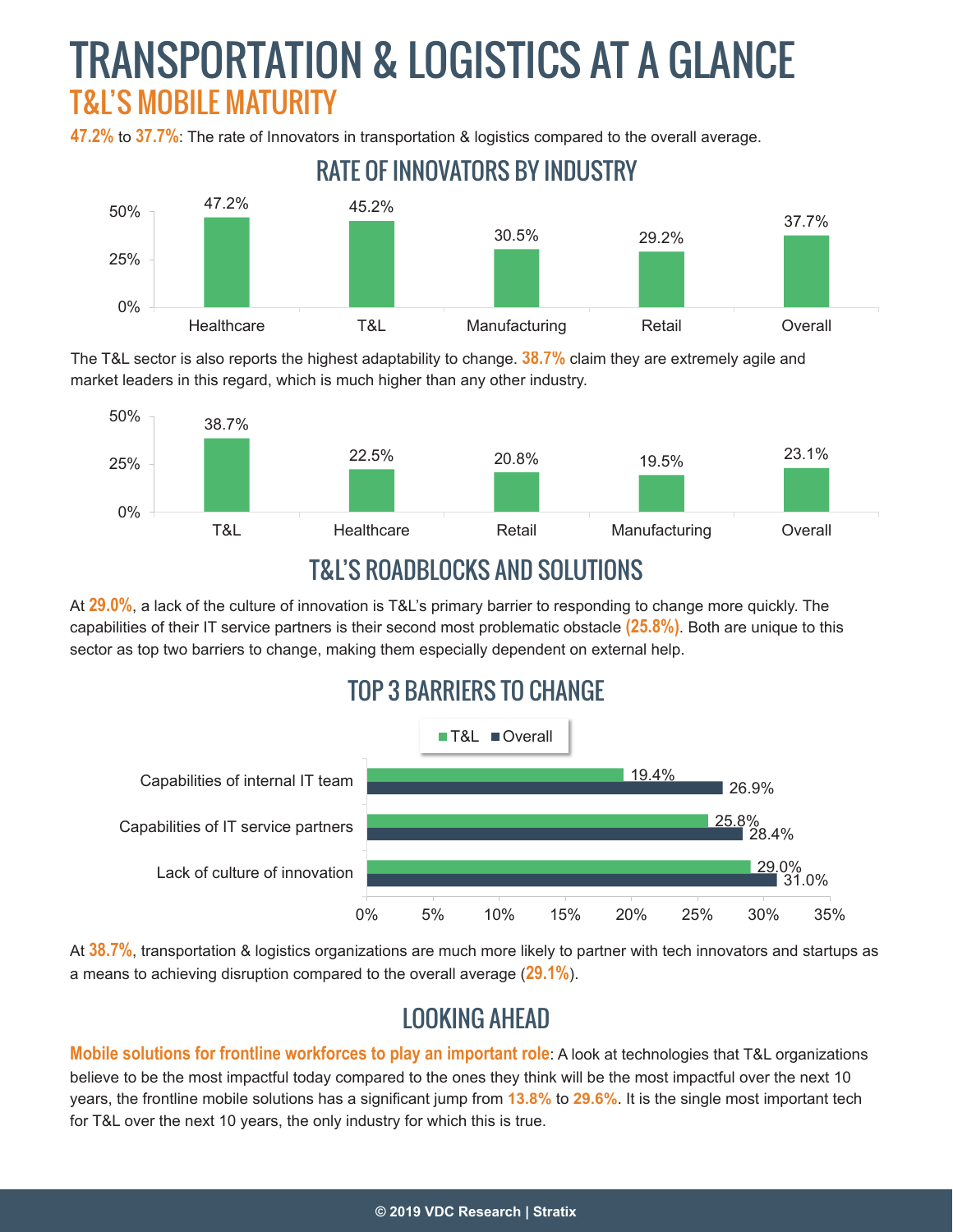# TRANSPORTATION & LOGISTICS AT A GLANCE

## T&L'S MOBILE MATURITY

**47.2%** to **37.7%**: The rate of Innovators in transportation & logistics compared to the overall average.

### RATE OF INNOVATORS BY INDUSTRY

50%
25%
0%

47.2% Healthcare
45.2% T&L
30.5% Manufacturing
29.2% Retail
37.7% Overall

The T&L sector is also reports the highest adaptability to change. **38.7%** claim they are extremely agile and market leaders in this regard, which is much higher than any other industry.

50%
25%
0%

38.7% T&L
22.5% Healthcare
20.8% Retail
19.5% Manufacturing
23.1% Overall

### T&L'S ROADBLOCKS AND SOLUTIONS

At **29.0%**, a lack of the culture of innovation is T&L's primary barrier to responding to change more quickly. The capabilities of their IT service partners is their second most problematic obstacle **(25.8%)**. Both are unique to this sector as top two barriers to change, making them especially dependent on external help.

### TOP 3 BARRIERS TO CHANGE

T&L
Overall

Capabilities of internal IT team: 19.4% / 26.9%
Capabilities of IT service partners: 25.8% / 28.4%
Lack of culture of innovation: 29.0% / 31.0%

0% 5% 10% 15% 20% 25% 30% 35%

At **38.7%**, transportation & logistics organizations are much more likely to partner with tech innovators and startups as a means to achieving disruption compared to the overall average (**29.1%**).

### LOOKING AHEAD

**Mobile solutions for frontline workforces to play an important role**: A look at technologies that T&L organizations believe to be the most impactful today compared to the ones they think will be the most impactful over the next 10 years, the frontline mobile solutions has a significant jump from **13.8%** to **29.6%**. It is the single most important tech for T&L over the next 10 years, the only industry for which this is true.

© 2019 VDC Research | Stratix